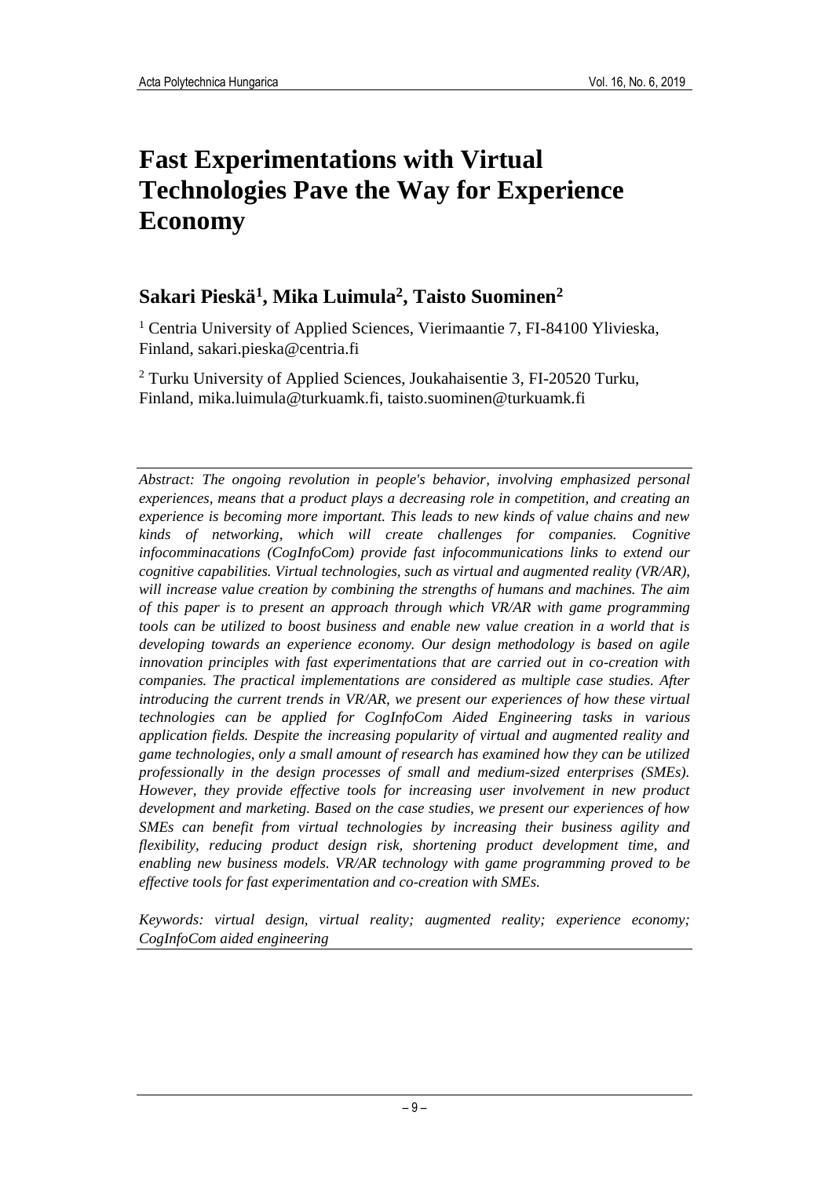# Fast Experimentations with Virtual Technologies Pave the Way for Experience Economy

## Sakari Pieskä[1], Mika Luimula[2], Taisto Suominen[2]

[1] Centria University of Applied Sciences, Vierimaantie 7, FI-84100 Ylivieska, Finland, sakari.pieska@centria.fi

[2] Turku University of Applied Sciences, Joukahaisentie 3, FI-20520 Turku, Finland, mika.luimula@turkuamk.fi, taisto.suominen@turkuamk.fi

*Abstract: The ongoing revolution in people's behavior, involving emphasized personal experiences, means that a product plays a decreasing role in competition, and creating an experience is becoming more important. This leads to new kinds of value chains and new kinds of networking, which will create challenges for companies. Cognitive infocomminacations (CogInfoCom) provide fast infocommunications links to extend our cognitive capabilities. Virtual technologies, such as virtual and augmented reality (VR/AR), will increase value creation by combining the strengths of humans and machines. The aim of this paper is to present an approach through which VR/AR with game programming tools can be utilized to boost business and enable new value creation in a world that is developing towards an experience economy. Our design methodology is based on agile innovation principles with fast experimentations that are carried out in co-creation with companies. The practical implementations are considered as multiple case studies. After introducing the current trends in VR/AR, we present our experiences of how these virtual technologies can be applied for CogInfoCom Aided Engineering tasks in various application fields. Despite the increasing popularity of virtual and augmented reality and game technologies, only a small amount of research has examined how they can be utilized professionally in the design processes of small and medium-sized enterprises (SMEs). However, they provide effective tools for increasing user involvement in new product development and marketing. Based on the case studies, we present our experiences of how SMEs can benefit from virtual technologies by increasing their business agility and flexibility, reducing product design risk, shortening product development time, and enabling new business models. VR/AR technology with game programming proved to be effective tools for fast experimentation and co-creation with SMEs.*

*Keywords: virtual design, virtual reality; augmented reality; experience economy; CogInfoCom aided engineering*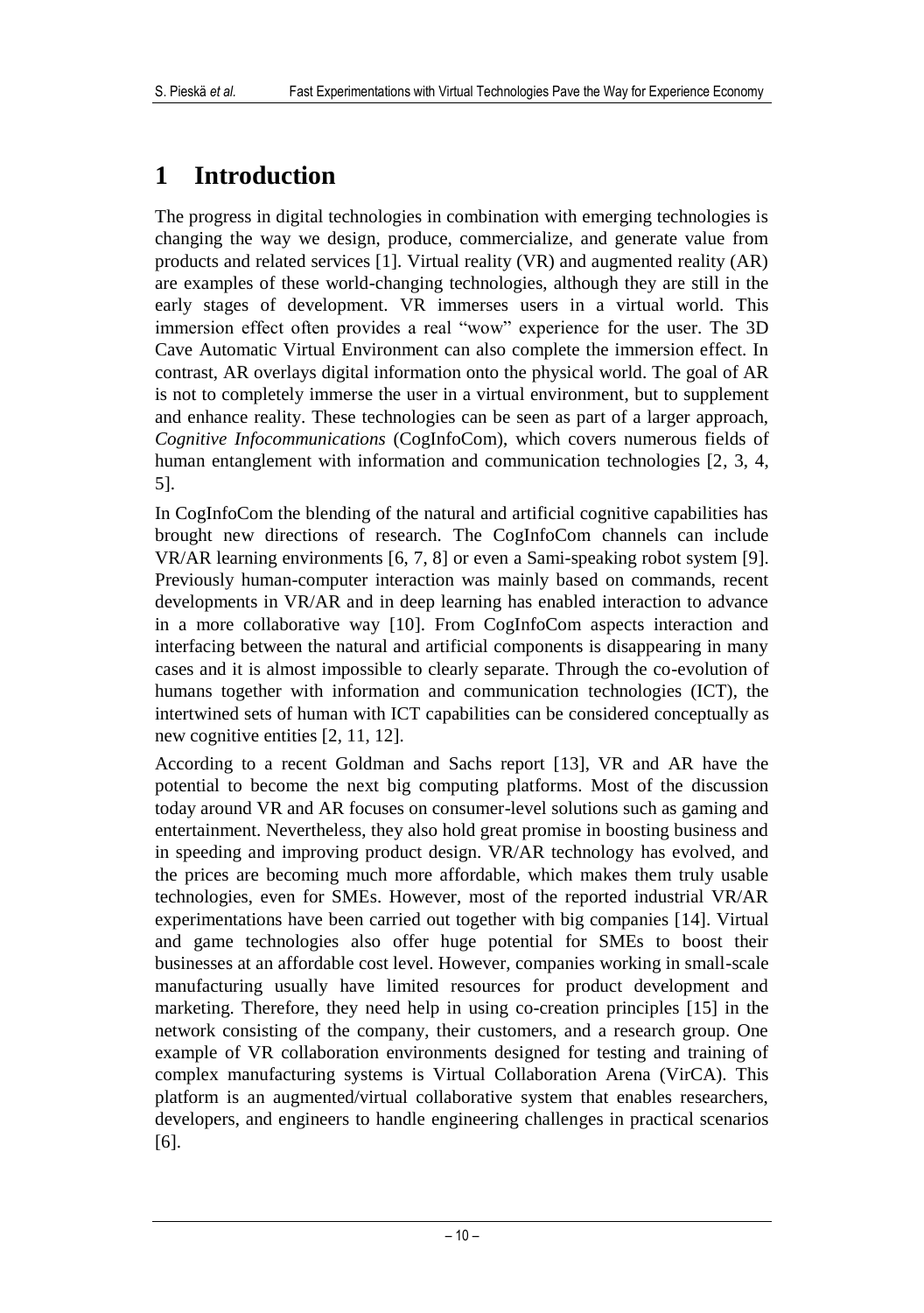# 1 Introduction

The progress in digital technologies in combination with emerging technologies is changing the way we design, produce, commercialize, and generate value from products and related services [1]. Virtual reality (VR) and augmented reality (AR) are examples of these world-changing technologies, although they are still in the early stages of development. VR immerses users in a virtual world. This immersion effect often provides a real "wow" experience for the user. The 3D Cave Automatic Virtual Environment can also complete the immersion effect. In contrast, AR overlays digital information onto the physical world. The goal of AR is not to completely immerse the user in a virtual environment, but to supplement and enhance reality. These technologies can be seen as part of a larger approach, *Cognitive Infocommunications* (CogInfoCom), which covers numerous fields of human entanglement with information and communication technologies [2, 3, 4, 5].

In CogInfoCom the blending of the natural and artificial cognitive capabilities has brought new directions of research. The CogInfoCom channels can include VR/AR learning environments [6, 7, 8] or even a Sami-speaking robot system [9]. Previously human-computer interaction was mainly based on commands, recent developments in VR/AR and in deep learning has enabled interaction to advance in a more collaborative way [10]. From CogInfoCom aspects interaction and interfacing between the natural and artificial components is disappearing in many cases and it is almost impossible to clearly separate. Through the co-evolution of humans together with information and communication technologies (ICT), the intertwined sets of human with ICT capabilities can be considered conceptually as new cognitive entities [2, 11, 12].

According to a recent Goldman and Sachs report [13], VR and AR have the potential to become the next big computing platforms. Most of the discussion today around VR and AR focuses on consumer-level solutions such as gaming and entertainment. Nevertheless, they also hold great promise in boosting business and in speeding and improving product design. VR/AR technology has evolved, and the prices are becoming much more affordable, which makes them truly usable technologies, even for SMEs. However, most of the reported industrial VR/AR experimentations have been carried out together with big companies [14]. Virtual and game technologies also offer huge potential for SMEs to boost their businesses at an affordable cost level. However, companies working in small-scale manufacturing usually have limited resources for product development and marketing. Therefore, they need help in using co-creation principles [15] in the network consisting of the company, their customers, and a research group. One example of VR collaboration environments designed for testing and training of complex manufacturing systems is Virtual Collaboration Arena (VirCA). This platform is an augmented/virtual collaborative system that enables researchers, developers, and engineers to handle engineering challenges in practical scenarios [6].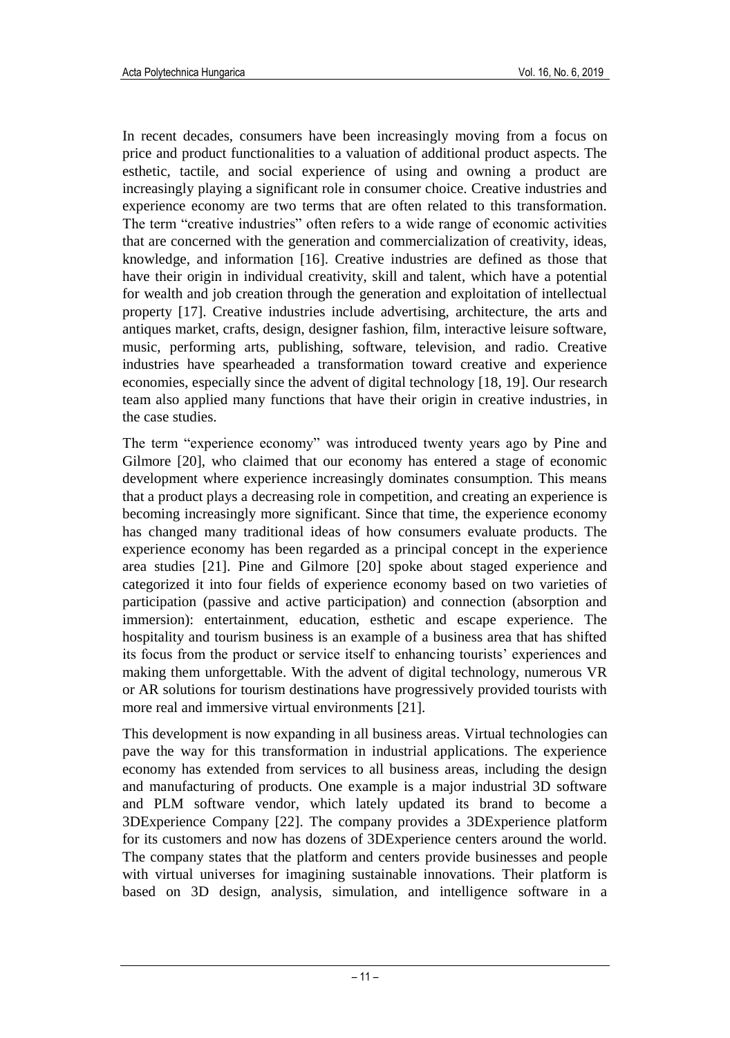In recent decades, consumers have been increasingly moving from a focus on price and product functionalities to a valuation of additional product aspects. The esthetic, tactile, and social experience of using and owning a product are increasingly playing a significant role in consumer choice. Creative industries and experience economy are two terms that are often related to this transformation. The term "creative industries" often refers to a wide range of economic activities that are concerned with the generation and commercialization of creativity, ideas, knowledge, and information [16]. Creative industries are defined as those that have their origin in individual creativity, skill and talent, which have a potential for wealth and job creation through the generation and exploitation of intellectual property [17]. Creative industries include advertising, architecture, the arts and antiques market, crafts, design, designer fashion, film, interactive leisure software, music, performing arts, publishing, software, television, and radio. Creative industries have spearheaded a transformation toward creative and experience economies, especially since the advent of digital technology [18, 19]. Our research team also applied many functions that have their origin in creative industries, in the case studies.

The term "experience economy" was introduced twenty years ago by Pine and Gilmore [20], who claimed that our economy has entered a stage of economic development where experience increasingly dominates consumption. This means that a product plays a decreasing role in competition, and creating an experience is becoming increasingly more significant. Since that time, the experience economy has changed many traditional ideas of how consumers evaluate products. The experience economy has been regarded as a principal concept in the experience area studies [21]. Pine and Gilmore [20] spoke about staged experience and categorized it into four fields of experience economy based on two varieties of participation (passive and active participation) and connection (absorption and immersion): entertainment, education, esthetic and escape experience. The hospitality and tourism business is an example of a business area that has shifted its focus from the product or service itself to enhancing tourists' experiences and making them unforgettable. With the advent of digital technology, numerous VR or AR solutions for tourism destinations have progressively provided tourists with more real and immersive virtual environments [21].

This development is now expanding in all business areas. Virtual technologies can pave the way for this transformation in industrial applications. The experience economy has extended from services to all business areas, including the design and manufacturing of products. One example is a major industrial 3D software and PLM software vendor, which lately updated its brand to become a 3DExperience Company [22]. The company provides a 3DExperience platform for its customers and now has dozens of 3DExperience centers around the world. The company states that the platform and centers provide businesses and people with virtual universes for imagining sustainable innovations. Their platform is based on 3D design, analysis, simulation, and intelligence software in a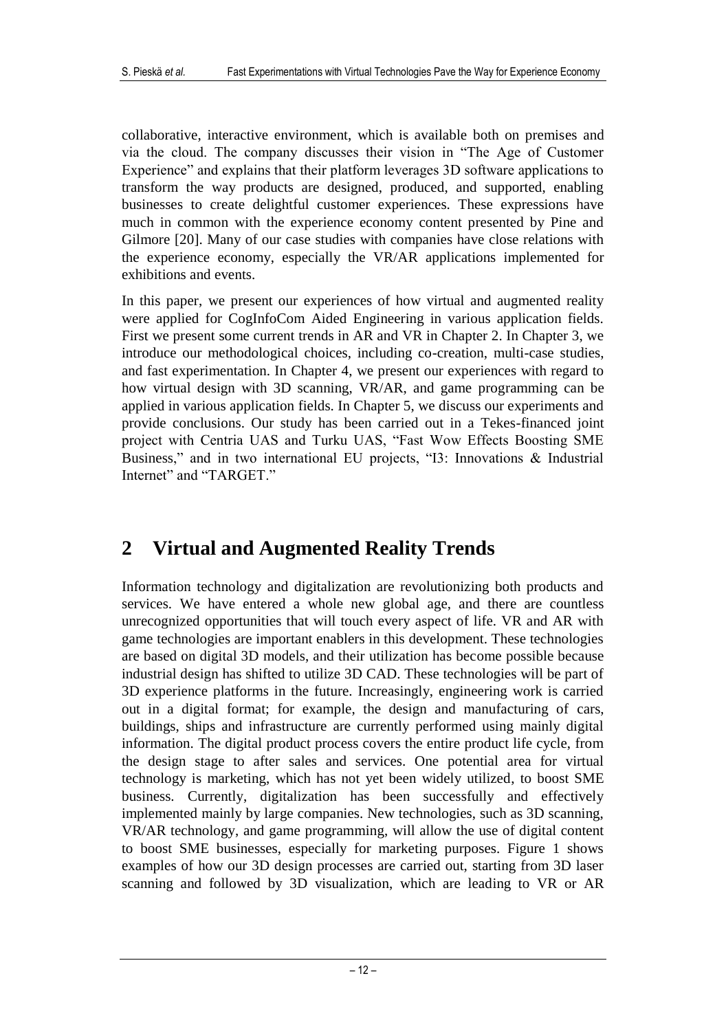collaborative, interactive environment, which is available both on premises and via the cloud. The company discusses their vision in "The Age of Customer Experience" and explains that their platform leverages 3D software applications to transform the way products are designed, produced, and supported, enabling businesses to create delightful customer experiences. These expressions have much in common with the experience economy content presented by Pine and Gilmore [20]. Many of our case studies with companies have close relations with the experience economy, especially the VR/AR applications implemented for exhibitions and events.

In this paper, we present our experiences of how virtual and augmented reality were applied for CogInfoCom Aided Engineering in various application fields. First we present some current trends in AR and VR in Chapter 2. In Chapter 3, we introduce our methodological choices, including co-creation, multi-case studies, and fast experimentation. In Chapter 4, we present our experiences with regard to how virtual design with 3D scanning, VR/AR, and game programming can be applied in various application fields. In Chapter 5, we discuss our experiments and provide conclusions. Our study has been carried out in a Tekes-financed joint project with Centria UAS and Turku UAS, "Fast Wow Effects Boosting SME Business," and in two international EU projects, "I3: Innovations & Industrial Internet" and "TARGET."

## 2 Virtual and Augmented Reality Trends

Information technology and digitalization are revolutionizing both products and services. We have entered a whole new global age, and there are countless unrecognized opportunities that will touch every aspect of life. VR and AR with game technologies are important enablers in this development. These technologies are based on digital 3D models, and their utilization has become possible because industrial design has shifted to utilize 3D CAD. These technologies will be part of 3D experience platforms in the future. Increasingly, engineering work is carried out in a digital format; for example, the design and manufacturing of cars, buildings, ships and infrastructure are currently performed using mainly digital information. The digital product process covers the entire product life cycle, from the design stage to after sales and services. One potential area for virtual technology is marketing, which has not yet been widely utilized, to boost SME business. Currently, digitalization has been successfully and effectively implemented mainly by large companies. New technologies, such as 3D scanning, VR/AR technology, and game programming, will allow the use of digital content to boost SME businesses, especially for marketing purposes. Figure 1 shows examples of how our 3D design processes are carried out, starting from 3D laser scanning and followed by 3D visualization, which are leading to VR or AR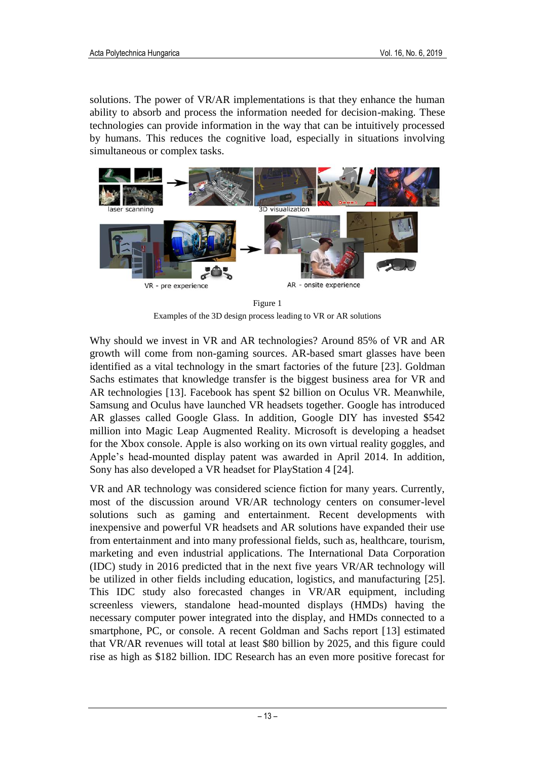solutions. The power of VR/AR implementations is that they enhance the human ability to absorb and process the information needed for decision-making. These technologies can provide information in the way that can be intuitively processed by humans. This reduces the cognitive load, especially in situations involving simultaneous or complex tasks.

Figure 1
Examples of the 3D design process leading to VR or AR solutions

Why should we invest in VR and AR technologies? Around 85% of VR and AR growth will come from non-gaming sources. AR-based smart glasses have been identified as a vital technology in the smart factories of the future [23]. Goldman Sachs estimates that knowledge transfer is the biggest business area for VR and AR technologies [13]. Facebook has spent $2 billion on Oculus VR. Meanwhile, Samsung and Oculus have launched VR headsets together. Google has introduced AR glasses called Google Glass. In addition, Google DIY has invested $542 million into Magic Leap Augmented Reality. Microsoft is developing a headset for the Xbox console. Apple is also working on its own virtual reality goggles, and Apple's head-mounted display patent was awarded in April 2014. In addition, Sony has also developed a VR headset for PlayStation 4 [24].

VR and AR technology was considered science fiction for many years. Currently, most of the discussion around VR/AR technology centers on consumer-level solutions such as gaming and entertainment. Recent developments with inexpensive and powerful VR headsets and AR solutions have expanded their use from entertainment and into many professional fields, such as, healthcare, tourism, marketing and even industrial applications. The International Data Corporation (IDC) study in 2016 predicted that in the next five years VR/AR technology will be utilized in other fields including education, logistics, and manufacturing [25]. This IDC study also forecasted changes in VR/AR equipment, including screenless viewers, standalone head-mounted displays (HMDs) having the necessary computer power integrated into the display, and HMDs connected to a smartphone, PC, or console. A recent Goldman and Sachs report [13] estimated that VR/AR revenues will total at least $80 billion by 2025, and this figure could rise as high as $182 billion. IDC Research has an even more positive forecast for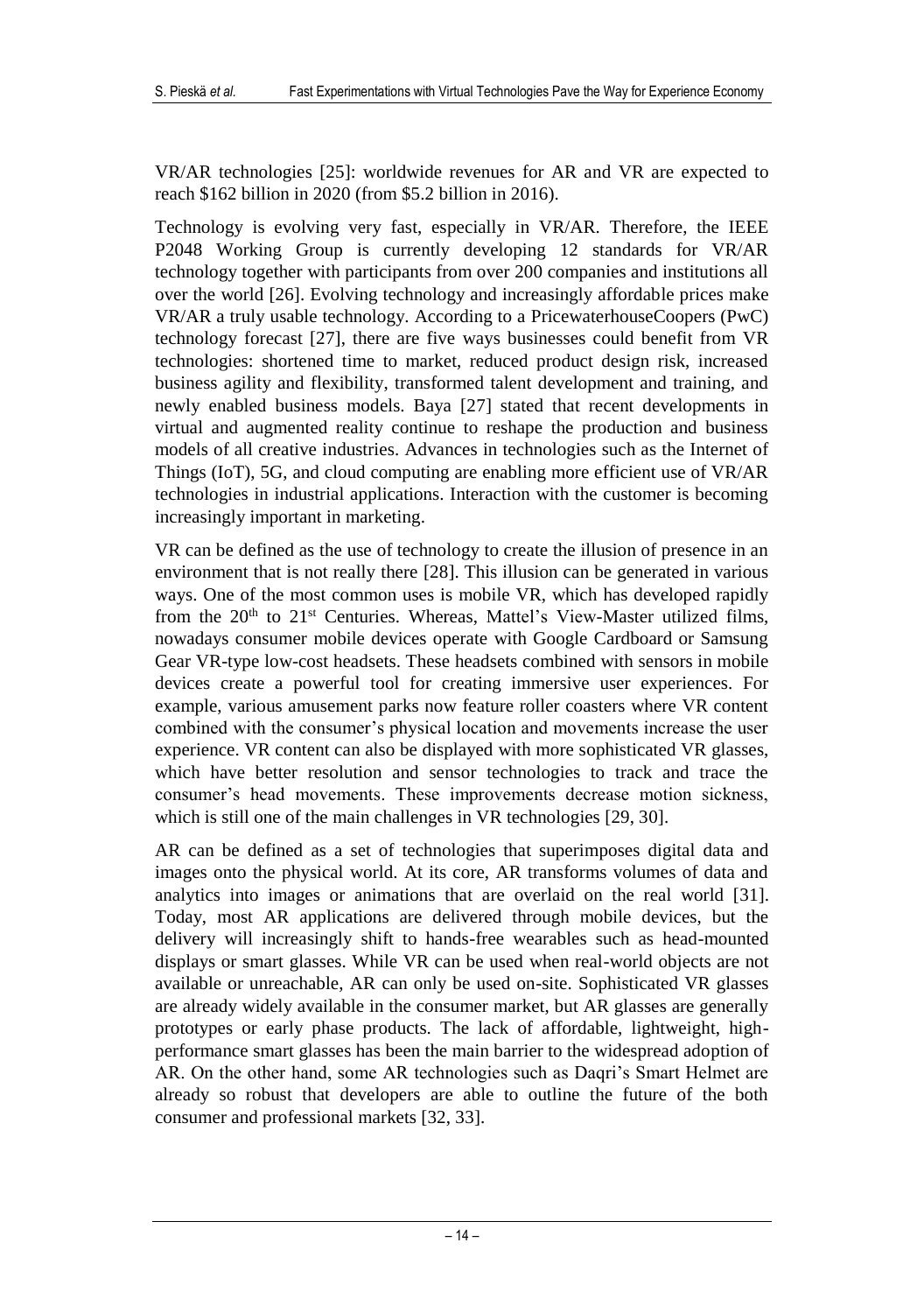VR/AR technologies [25]: worldwide revenues for AR and VR are expected to reach $162 billion in 2020 (from $5.2 billion in 2016).

Technology is evolving very fast, especially in VR/AR. Therefore, the IEEE P2048 Working Group is currently developing 12 standards for VR/AR technology together with participants from over 200 companies and institutions all over the world [26]. Evolving technology and increasingly affordable prices make VR/AR a truly usable technology. According to a PricewaterhouseCoopers (PwC) technology forecast [27], there are five ways businesses could benefit from VR technologies: shortened time to market, reduced product design risk, increased business agility and flexibility, transformed talent development and training, and newly enabled business models. Baya [27] stated that recent developments in virtual and augmented reality continue to reshape the production and business models of all creative industries. Advances in technologies such as the Internet of Things (IoT), 5G, and cloud computing are enabling more efficient use of VR/AR technologies in industrial applications. Interaction with the customer is becoming increasingly important in marketing.

VR can be defined as the use of technology to create the illusion of presence in an environment that is not really there [28]. This illusion can be generated in various ways. One of the most common uses is mobile VR, which has developed rapidly from the 20th to 21st Centuries. Whereas, Mattel's View-Master utilized films, nowadays consumer mobile devices operate with Google Cardboard or Samsung Gear VR-type low-cost headsets. These headsets combined with sensors in mobile devices create a powerful tool for creating immersive user experiences. For example, various amusement parks now feature roller coasters where VR content combined with the consumer's physical location and movements increase the user experience. VR content can also be displayed with more sophisticated VR glasses, which have better resolution and sensor technologies to track and trace the consumer's head movements. These improvements decrease motion sickness, which is still one of the main challenges in VR technologies [29, 30].

AR can be defined as a set of technologies that superimposes digital data and images onto the physical world. At its core, AR transforms volumes of data and analytics into images or animations that are overlaid on the real world [31]. Today, most AR applications are delivered through mobile devices, but the delivery will increasingly shift to hands-free wearables such as head-mounted displays or smart glasses. While VR can be used when real-world objects are not available or unreachable, AR can only be used on-site. Sophisticated VR glasses are already widely available in the consumer market, but AR glasses are generally prototypes or early phase products. The lack of affordable, lightweight, high-performance smart glasses has been the main barrier to the widespread adoption of AR. On the other hand, some AR technologies such as Daqri's Smart Helmet are already so robust that developers are able to outline the future of the both consumer and professional markets [32, 33].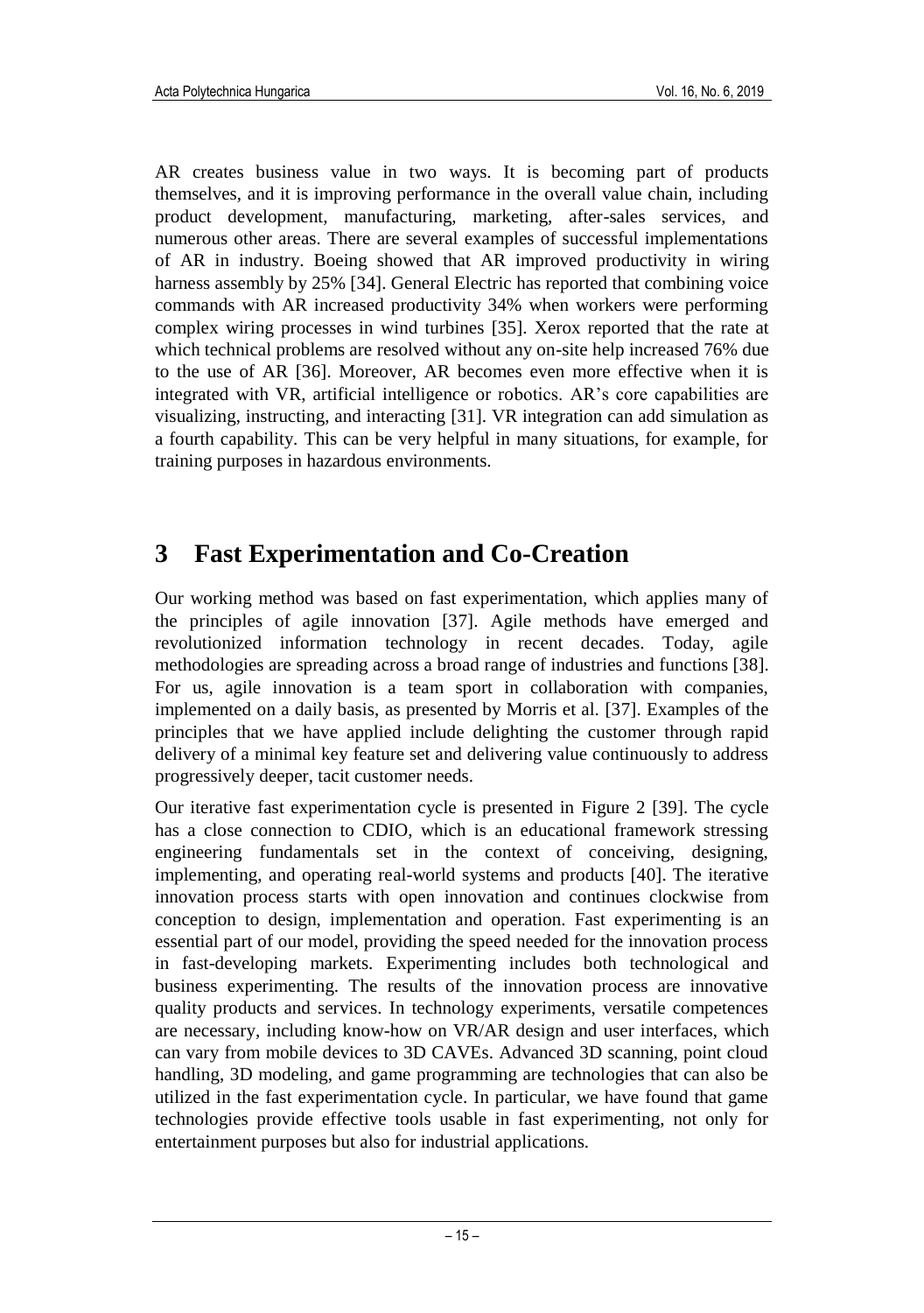AR creates business value in two ways. It is becoming part of products themselves, and it is improving performance in the overall value chain, including product development, manufacturing, marketing, after-sales services, and numerous other areas. There are several examples of successful implementations of AR in industry. Boeing showed that AR improved productivity in wiring harness assembly by 25% [34]. General Electric has reported that combining voice commands with AR increased productivity 34% when workers were performing complex wiring processes in wind turbines [35]. Xerox reported that the rate at which technical problems are resolved without any on-site help increased 76% due to the use of AR [36]. Moreover, AR becomes even more effective when it is integrated with VR, artificial intelligence or robotics. AR's core capabilities are visualizing, instructing, and interacting [31]. VR integration can add simulation as a fourth capability. This can be very helpful in many situations, for example, for training purposes in hazardous environments.

# 3 Fast Experimentation and Co-Creation

Our working method was based on fast experimentation, which applies many of the principles of agile innovation [37]. Agile methods have emerged and revolutionized information technology in recent decades. Today, agile methodologies are spreading across a broad range of industries and functions [38]. For us, agile innovation is a team sport in collaboration with companies, implemented on a daily basis, as presented by Morris et al. [37]. Examples of the principles that we have applied include delighting the customer through rapid delivery of a minimal key feature set and delivering value continuously to address progressively deeper, tacit customer needs.

Our iterative fast experimentation cycle is presented in Figure 2 [39]. The cycle has a close connection to CDIO, which is an educational framework stressing engineering fundamentals set in the context of conceiving, designing, implementing, and operating real-world systems and products [40]. The iterative innovation process starts with open innovation and continues clockwise from conception to design, implementation and operation. Fast experimenting is an essential part of our model, providing the speed needed for the innovation process in fast-developing markets. Experimenting includes both technological and business experimenting. The results of the innovation process are innovative quality products and services. In technology experiments, versatile competences are necessary, including know-how on VR/AR design and user interfaces, which can vary from mobile devices to 3D CAVEs. Advanced 3D scanning, point cloud handling, 3D modeling, and game programming are technologies that can also be utilized in the fast experimentation cycle. In particular, we have found that game technologies provide effective tools usable in fast experimenting, not only for entertainment purposes but also for industrial applications.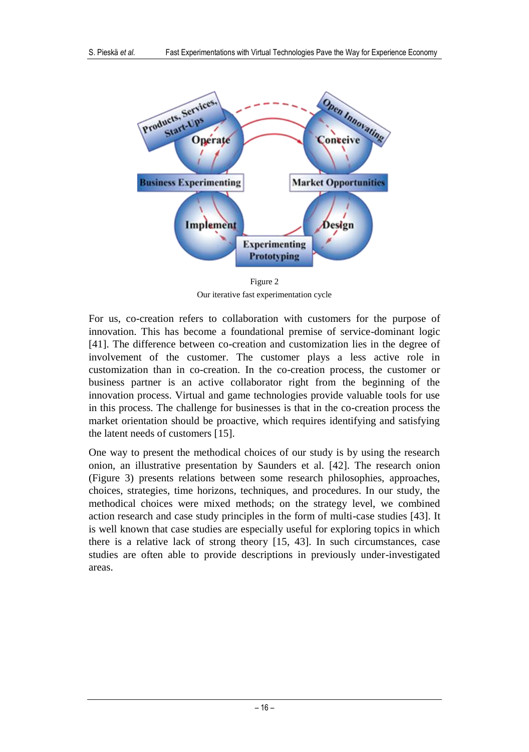Figure 2
Our iterative fast experimentation cycle

For us, co-creation refers to collaboration with customers for the purpose of innovation. This has become a foundational premise of service-dominant logic [41]. The difference between co-creation and customization lies in the degree of involvement of the customer. The customer plays a less active role in customization than in co-creation. In the co-creation process, the customer or business partner is an active collaborator right from the beginning of the innovation process. Virtual and game technologies provide valuable tools for use in this process. The challenge for businesses is that in the co-creation process the market orientation should be proactive, which requires identifying and satisfying the latent needs of customers [15].

One way to present the methodical choices of our study is by using the research onion, an illustrative presentation by Saunders et al. [42]. The research onion (Figure 3) presents relations between some research philosophies, approaches, choices, strategies, time horizons, techniques, and procedures. In our study, the methodical choices were mixed methods; on the strategy level, we combined action research and case study principles in the form of multi-case studies [43]. It is well known that case studies are especially useful for exploring topics in which there is a relative lack of strong theory [15, 43]. In such circumstances, case studies are often able to provide descriptions in previously under-investigated areas.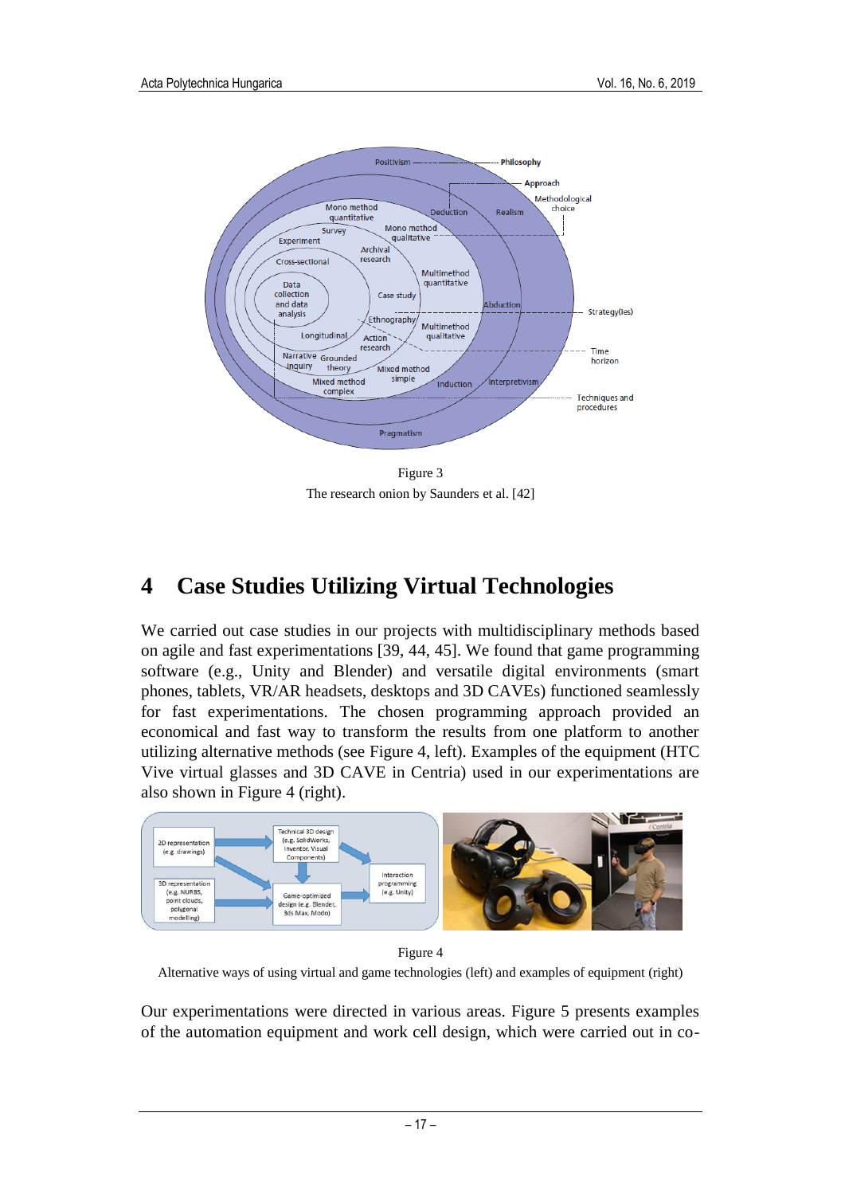Figure 3

The research onion by Saunders et al. [42]

# 4 Case Studies Utilizing Virtual Technologies

We carried out case studies in our projects with multidisciplinary methods based on agile and fast experimentations [39, 44, 45]. We found that game programming software (e.g., Unity and Blender) and versatile digital environments (smart phones, tablets, VR/AR headsets, desktops and 3D CAVEs) functioned seamlessly for fast experimentations. The chosen programming approach provided an economical and fast way to transform the results from one platform to another utilizing alternative methods (see Figure 4, left). Examples of the equipment (HTC Vive virtual glasses and 3D CAVE in Centria) used in our experimentations are also shown in Figure 4 (right).

Figure 4

Alternative ways of using virtual and game technologies (left) and examples of equipment (right)

Our experimentations were directed in various areas. Figure 5 presents examples of the automation equipment and work cell design, which were carried out in co-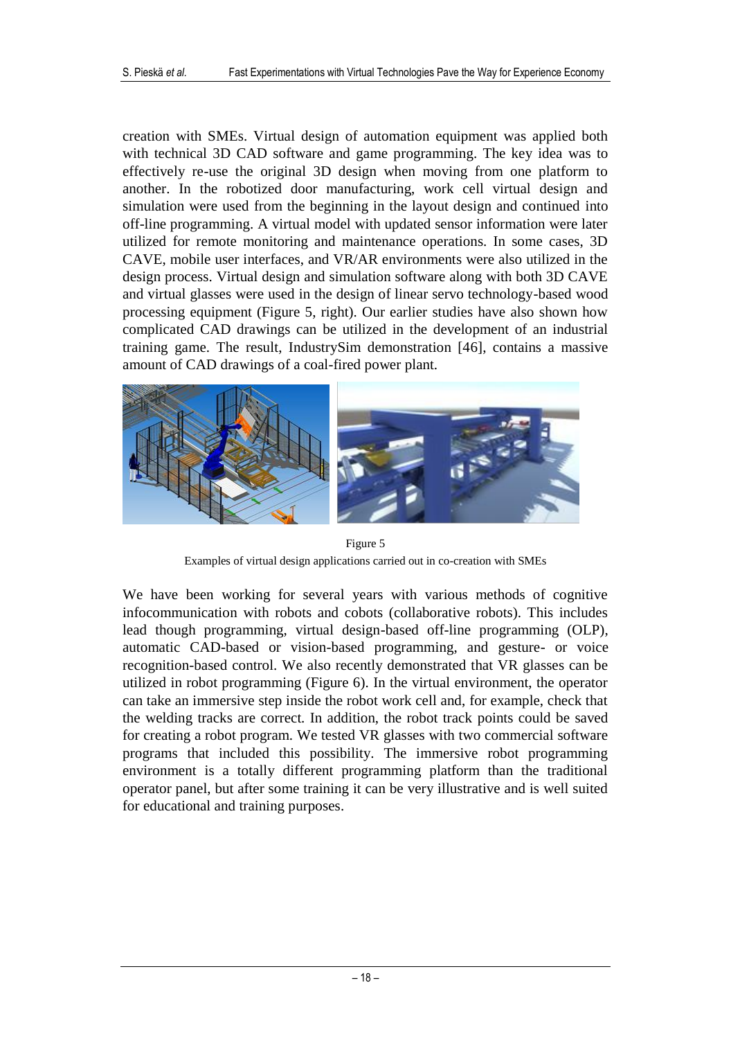creation with SMEs. Virtual design of automation equipment was applied both with technical 3D CAD software and game programming. The key idea was to effectively re-use the original 3D design when moving from one platform to another. In the robotized door manufacturing, work cell virtual design and simulation were used from the beginning in the layout design and continued into off-line programming. A virtual model with updated sensor information were later utilized for remote monitoring and maintenance operations. In some cases, 3D CAVE, mobile user interfaces, and VR/AR environments were also utilized in the design process. Virtual design and simulation software along with both 3D CAVE and virtual glasses were used in the design of linear servo technology-based wood processing equipment (Figure 5, right). Our earlier studies have also shown how complicated CAD drawings can be utilized in the development of an industrial training game. The result, IndustrySim demonstration [46], contains a massive amount of CAD drawings of a coal-fired power plant.

Figure 5

Examples of virtual design applications carried out in co-creation with SMEs

We have been working for several years with various methods of cognitive infocommunication with robots and cobots (collaborative robots). This includes lead though programming, virtual design-based off-line programming (OLP), automatic CAD-based or vision-based programming, and gesture- or voice recognition-based control. We also recently demonstrated that VR glasses can be utilized in robot programming (Figure 6). In the virtual environment, the operator can take an immersive step inside the robot work cell and, for example, check that the welding tracks are correct. In addition, the robot track points could be saved for creating a robot program. We tested VR glasses with two commercial software programs that included this possibility. The immersive robot programming environment is a totally different programming platform than the traditional operator panel, but after some training it can be very illustrative and is well suited for educational and training purposes.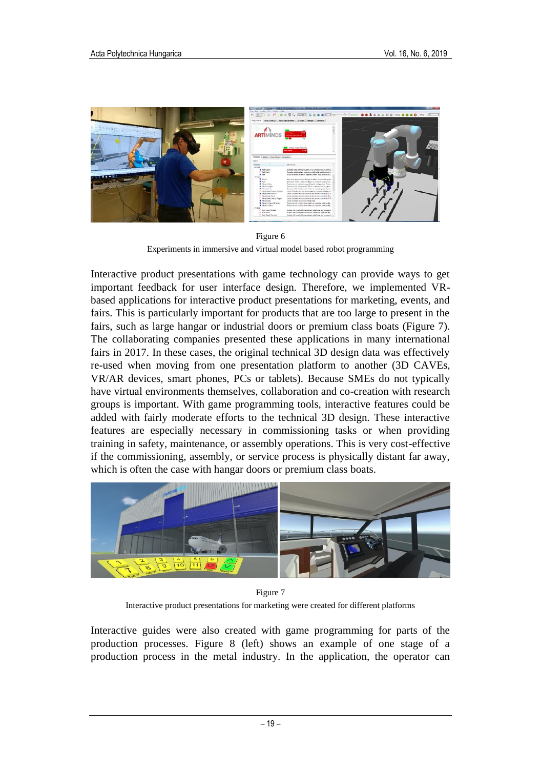Figure 6

Experiments in immersive and virtual model based robot programming

Interactive product presentations with game technology can provide ways to get important feedback for user interface design. Therefore, we implemented VR-based applications for interactive product presentations for marketing, events, and fairs. This is particularly important for products that are too large to present in the fairs, such as large hangar or industrial doors or premium class boats (Figure 7). The collaborating companies presented these applications in many international fairs in 2017. In these cases, the original technical 3D design data was effectively re-used when moving from one presentation platform to another (3D CAVEs, VR/AR devices, smart phones, PCs or tablets). Because SMEs do not typically have virtual environments themselves, collaboration and co-creation with research groups is important. With game programming tools, interactive features could be added with fairly moderate efforts to the technical 3D design. These interactive features are especially necessary in commissioning tasks or when providing training in safety, maintenance, or assembly operations. This is very cost-effective if the commissioning, assembly, or service process is physically distant far away, which is often the case with hangar doors or premium class boats.

Figure 7

Interactive product presentations for marketing were created for different platforms

Interactive guides were also created with game programming for parts of the production processes. Figure 8 (left) shows an example of one stage of a production process in the metal industry. In the application, the operator can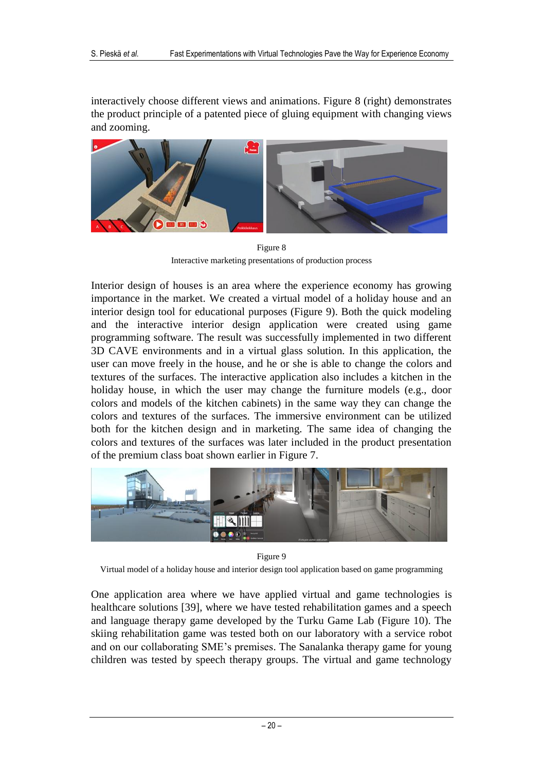interactively choose different views and animations. Figure 8 (right) demonstrates the product principle of a patented piece of gluing equipment with changing views and zooming.

Figure 8
Interactive marketing presentations of production process

Interior design of houses is an area where the experience economy has growing importance in the market. We created a virtual model of a holiday house and an interior design tool for educational purposes (Figure 9). Both the quick modeling and the interactive interior design application were created using game programming software. The result was successfully implemented in two different 3D CAVE environments and in a virtual glass solution. In this application, the user can move freely in the house, and he or she is able to change the colors and textures of the surfaces. The interactive application also includes a kitchen in the holiday house, in which the user may change the furniture models (e.g., door colors and models of the kitchen cabinets) in the same way they can change the colors and textures of the surfaces. The immersive environment can be utilized both for the kitchen design and in marketing. The same idea of changing the colors and textures of the surfaces was later included in the product presentation of the premium class boat shown earlier in Figure 7.

Figure 9
Virtual model of a holiday house and interior design tool application based on game programming

One application area where we have applied virtual and game technologies is healthcare solutions [39], where we have tested rehabilitation games and a speech and language therapy game developed by the Turku Game Lab (Figure 10). The skiing rehabilitation game was tested both on our laboratory with a service robot and on our collaborating SME's premises. The Sanalanka therapy game for young children was tested by speech therapy groups. The virtual and game technology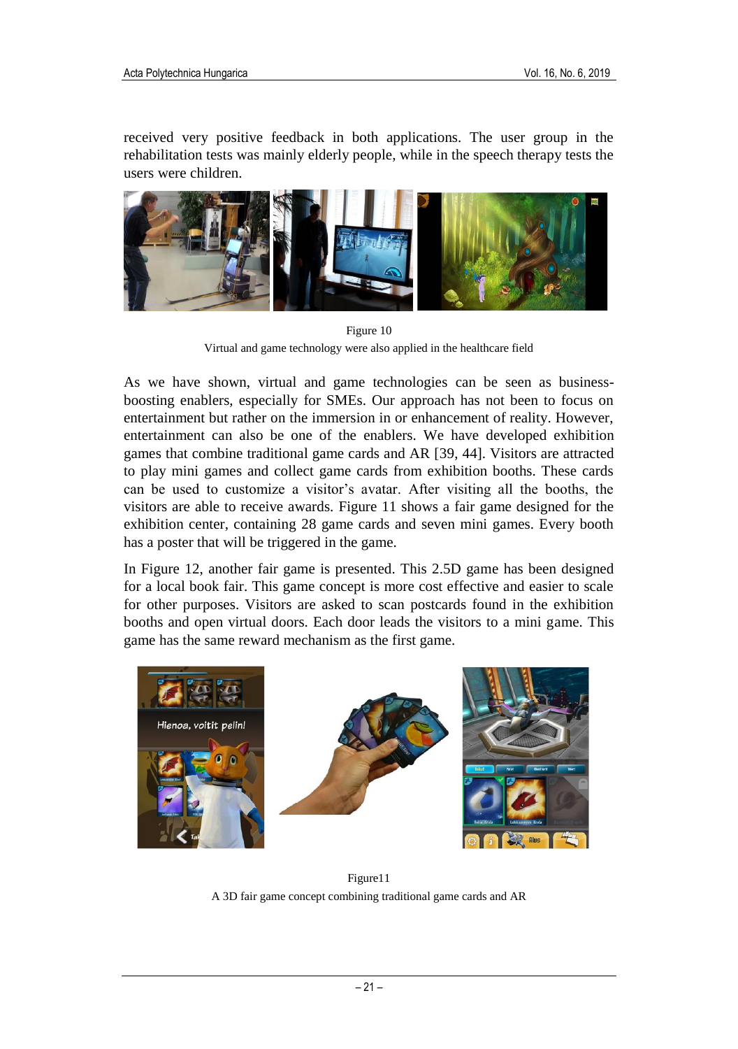received very positive feedback in both applications. The user group in the rehabilitation tests was mainly elderly people, while in the speech therapy tests the users were children.

Figure 10
Virtual and game technology were also applied in the healthcare field

As we have shown, virtual and game technologies can be seen as business-boosting enablers, especially for SMEs. Our approach has not been to focus on entertainment but rather on the immersion in or enhancement of reality. However, entertainment can also be one of the enablers. We have developed exhibition games that combine traditional game cards and AR [39, 44]. Visitors are attracted to play mini games and collect game cards from exhibition booths. These cards can be used to customize a visitor's avatar. After visiting all the booths, the visitors are able to receive awards. Figure 11 shows a fair game designed for the exhibition center, containing 28 game cards and seven mini games. Every booth has a poster that will be triggered in the game.

In Figure 12, another fair game is presented. This 2.5D game has been designed for a local book fair. This game concept is more cost effective and easier to scale for other purposes. Visitors are asked to scan postcards found in the exhibition booths and open virtual doors. Each door leads the visitors to a mini game. This game has the same reward mechanism as the first game.

Figure11
A 3D fair game concept combining traditional game cards and AR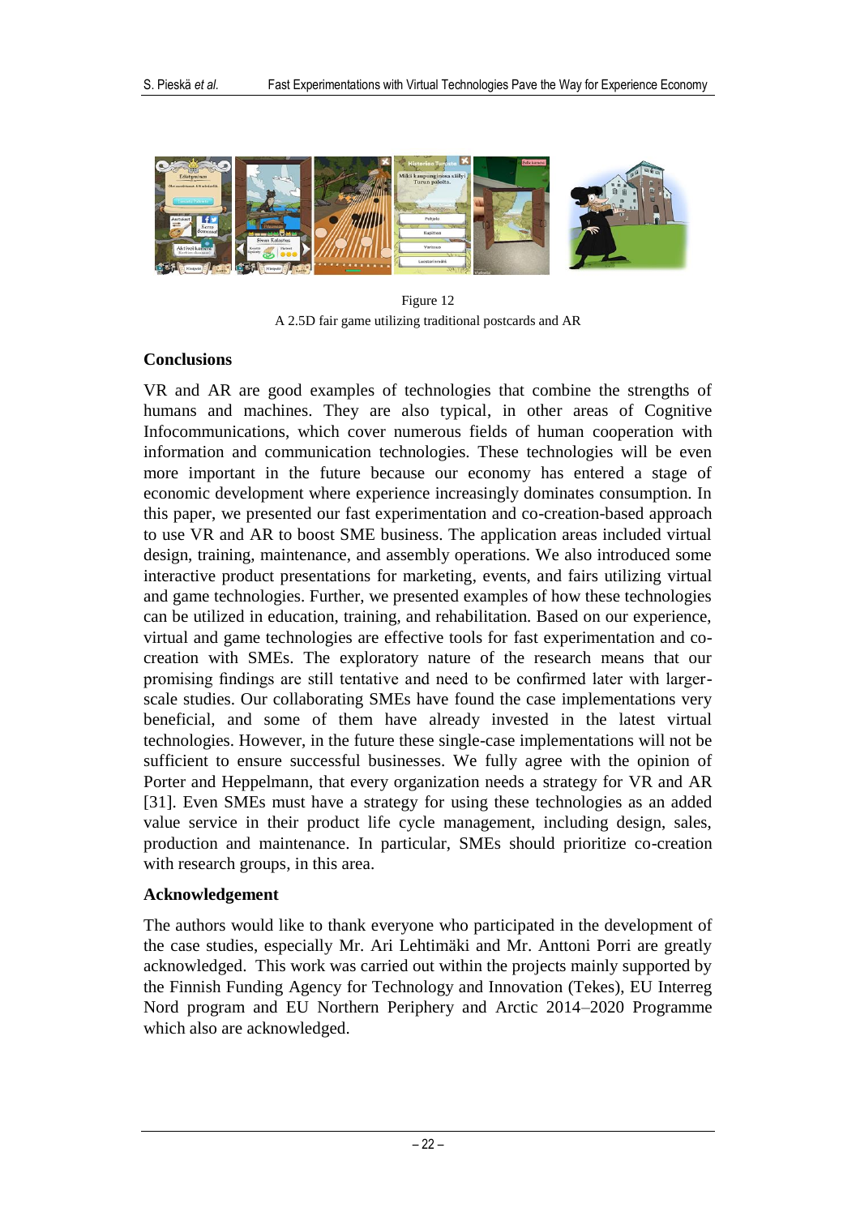Figure 12

A 2.5D fair game utilizing traditional postcards and AR

## Conclusions

VR and AR are good examples of technologies that combine the strengths of humans and machines. They are also typical, in other areas of Cognitive Infocommunications, which cover numerous fields of human cooperation with information and communication technologies. These technologies will be even more important in the future because our economy has entered a stage of economic development where experience increasingly dominates consumption. In this paper, we presented our fast experimentation and co-creation-based approach to use VR and AR to boost SME business. The application areas included virtual design, training, maintenance, and assembly operations. We also introduced some interactive product presentations for marketing, events, and fairs utilizing virtual and game technologies. Further, we presented examples of how these technologies can be utilized in education, training, and rehabilitation. Based on our experience, virtual and game technologies are effective tools for fast experimentation and co-creation with SMEs. The exploratory nature of the research means that our promising findings are still tentative and need to be confirmed later with larger-scale studies. Our collaborating SMEs have found the case implementations very beneficial, and some of them have already invested in the latest virtual technologies. However, in the future these single-case implementations will not be sufficient to ensure successful businesses. We fully agree with the opinion of Porter and Heppelmann, that every organization needs a strategy for VR and AR [31]. Even SMEs must have a strategy for using these technologies as an added value service in their product life cycle management, including design, sales, production and maintenance. In particular, SMEs should prioritize co-creation with research groups, in this area.

## Acknowledgement

The authors would like to thank everyone who participated in the development of the case studies, especially Mr. Ari Lehtimäki and Mr. Anttoni Porri are greatly acknowledged. This work was carried out within the projects mainly supported by the Finnish Funding Agency for Technology and Innovation (Tekes), EU Interreg Nord program and EU Northern Periphery and Arctic 2014–2020 Programme which also are acknowledged.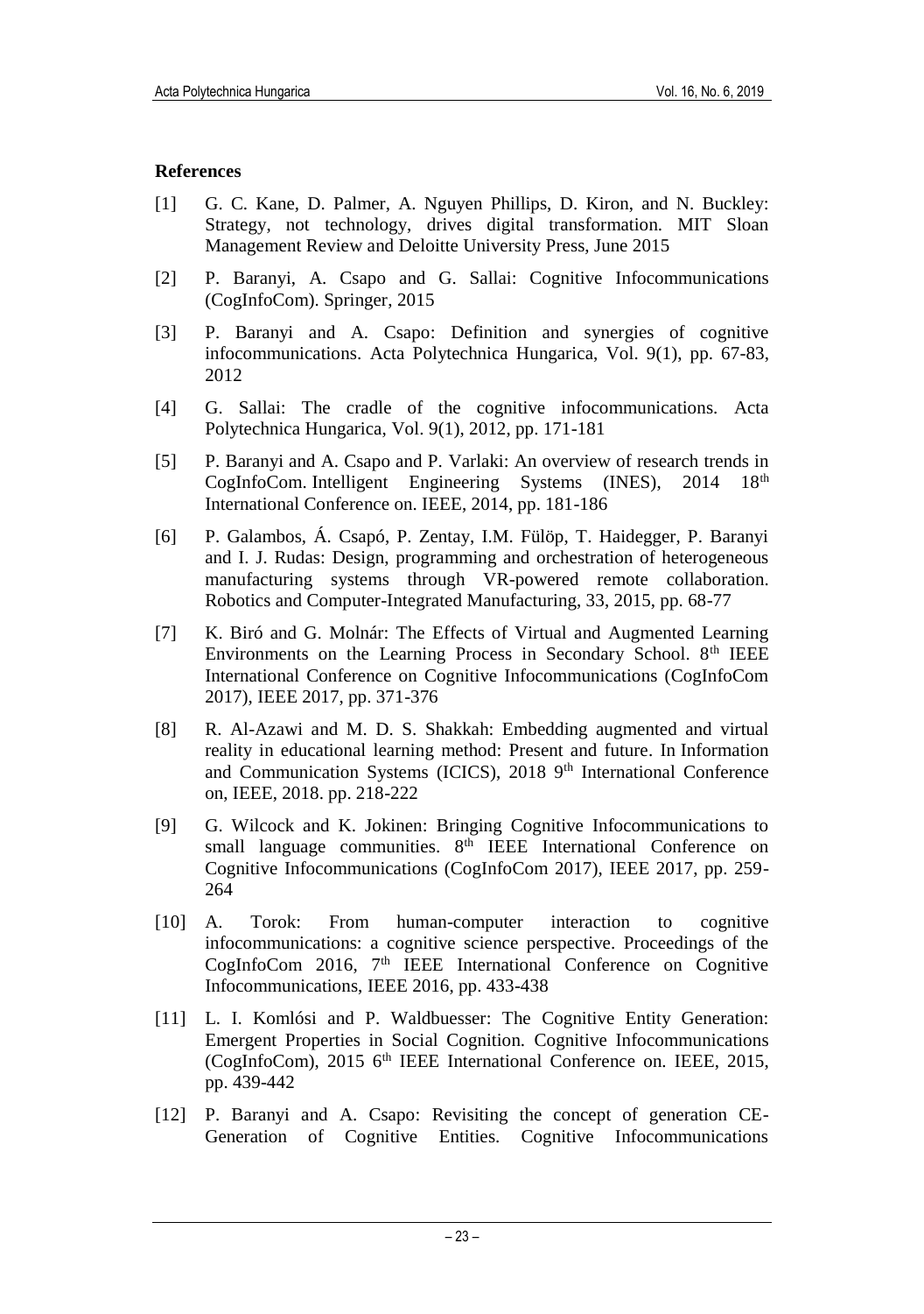**References**

[1] G. C. Kane, D. Palmer, A. Nguyen Phillips, D. Kiron, and N. Buckley: Strategy, not technology, drives digital transformation. MIT Sloan Management Review and Deloitte University Press, June 2015

[2] P. Baranyi, A. Csapo and G. Sallai: Cognitive Infocommunications (CogInfoCom). Springer, 2015

[3] P. Baranyi and A. Csapo: Definition and synergies of cognitive infocommunications. Acta Polytechnica Hungarica, Vol. 9(1), pp. 67-83, 2012

[4] G. Sallai: The cradle of the cognitive infocommunications. Acta Polytechnica Hungarica, Vol. 9(1), 2012, pp. 171-181

[5] P. Baranyi and A. Csapo and P. Varlaki: An overview of research trends in CogInfoCom. Intelligent Engineering Systems (INES), 2014 18th International Conference on. IEEE, 2014, pp. 181-186

[6] P. Galambos, Á. Csapó, P. Zentay, I.M. Fülöp, T. Haidegger, P. Baranyi and I. J. Rudas: Design, programming and orchestration of heterogeneous manufacturing systems through VR-powered remote collaboration. Robotics and Computer-Integrated Manufacturing, 33, 2015, pp. 68-77

[7] K. Biró and G. Molnár: The Effects of Virtual and Augmented Learning Environments on the Learning Process in Secondary School. 8th IEEE International Conference on Cognitive Infocommunications (CogInfoCom 2017), IEEE 2017, pp. 371-376

[8] R. Al-Azawi and M. D. S. Shakkah: Embedding augmented and virtual reality in educational learning method: Present and future. In Information and Communication Systems (ICICS), 2018 9th International Conference on, IEEE, 2018. pp. 218-222

[9] G. Wilcock and K. Jokinen: Bringing Cognitive Infocommunications to small language communities. 8th IEEE International Conference on Cognitive Infocommunications (CogInfoCom 2017), IEEE 2017, pp. 259-264

[10] A. Torok: From human-computer interaction to cognitive infocommunications: a cognitive science perspective. Proceedings of the CogInfoCom 2016, 7th IEEE International Conference on Cognitive Infocommunications, IEEE 2016, pp. 433-438

[11] L. I. Komlósi and P. Waldbuesser: The Cognitive Entity Generation: Emergent Properties in Social Cognition. Cognitive Infocommunications (CogInfoCom), 2015 6th IEEE International Conference on. IEEE, 2015, pp. 439-442

[12] P. Baranyi and A. Csapo: Revisiting the concept of generation CE-Generation of Cognitive Entities. Cognitive Infocommunications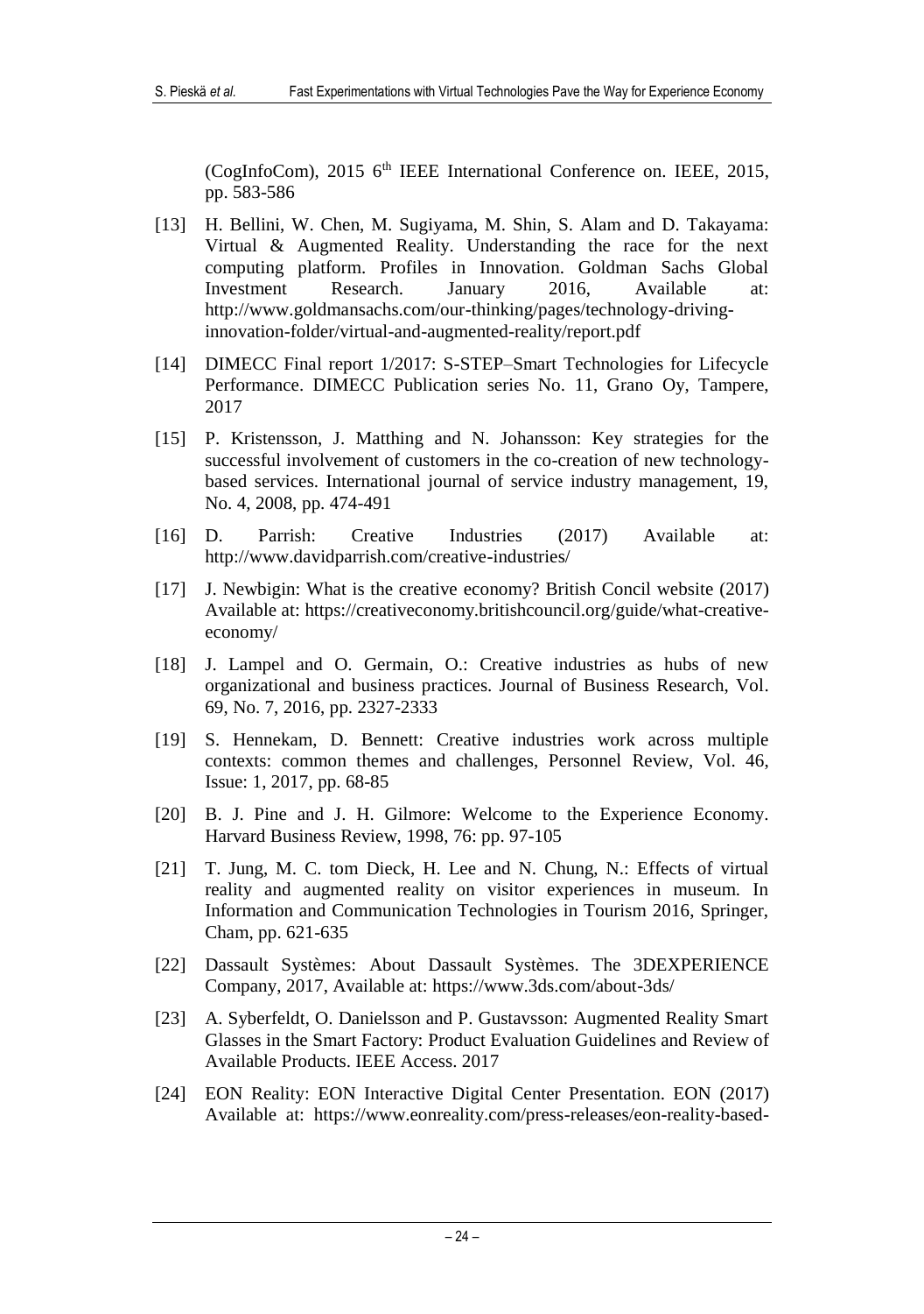(CogInfoCom), 2015 6th IEEE International Conference on. IEEE, 2015, pp. 583-586

[13] H. Bellini, W. Chen, M. Sugiyama, M. Shin, S. Alam and D. Takayama: Virtual & Augmented Reality. Understanding the race for the next computing platform. Profiles in Innovation. Goldman Sachs Global Investment Research. January 2016, Available at: http://www.goldmansachs.com/our-thinking/pages/technology-driving-innovation-folder/virtual-and-augmented-reality/report.pdf

[14] DIMECC Final report 1/2017: S-STEP–Smart Technologies for Lifecycle Performance. DIMECC Publication series No. 11, Grano Oy, Tampere, 2017

[15] P. Kristensson, J. Matthing and N. Johansson: Key strategies for the successful involvement of customers in the co-creation of new technology-based services. International journal of service industry management, 19, No. 4, 2008, pp. 474-491

[16] D. Parrish: Creative Industries (2017) Available at: http://www.davidparrish.com/creative-industries/

[17] J. Newbigin: What is the creative economy? British Concil website (2017) Available at: https://creativeconomy.britishcouncil.org/guide/what-creative-economy/

[18] J. Lampel and O. Germain, O.: Creative industries as hubs of new organizational and business practices. Journal of Business Research, Vol. 69, No. 7, 2016, pp. 2327-2333

[19] S. Hennekam, D. Bennett: Creative industries work across multiple contexts: common themes and challenges, Personnel Review, Vol. 46, Issue: 1, 2017, pp. 68-85

[20] B. J. Pine and J. H. Gilmore: Welcome to the Experience Economy. Harvard Business Review, 1998, 76: pp. 97-105

[21] T. Jung, M. C. tom Dieck, H. Lee and N. Chung, N.: Effects of virtual reality and augmented reality on visitor experiences in museum. In Information and Communication Technologies in Tourism 2016, Springer, Cham, pp. 621-635

[22] Dassault Systèmes: About Dassault Systèmes. The 3DEXPERIENCE Company, 2017, Available at: https://www.3ds.com/about-3ds/

[23] A. Syberfeldt, O. Danielsson and P. Gustavsson: Augmented Reality Smart Glasses in the Smart Factory: Product Evaluation Guidelines and Review of Available Products. IEEE Access. 2017

[24] EON Reality: EON Interactive Digital Center Presentation. EON (2017) Available at: https://www.eonreality.com/press-releases/eon-reality-based-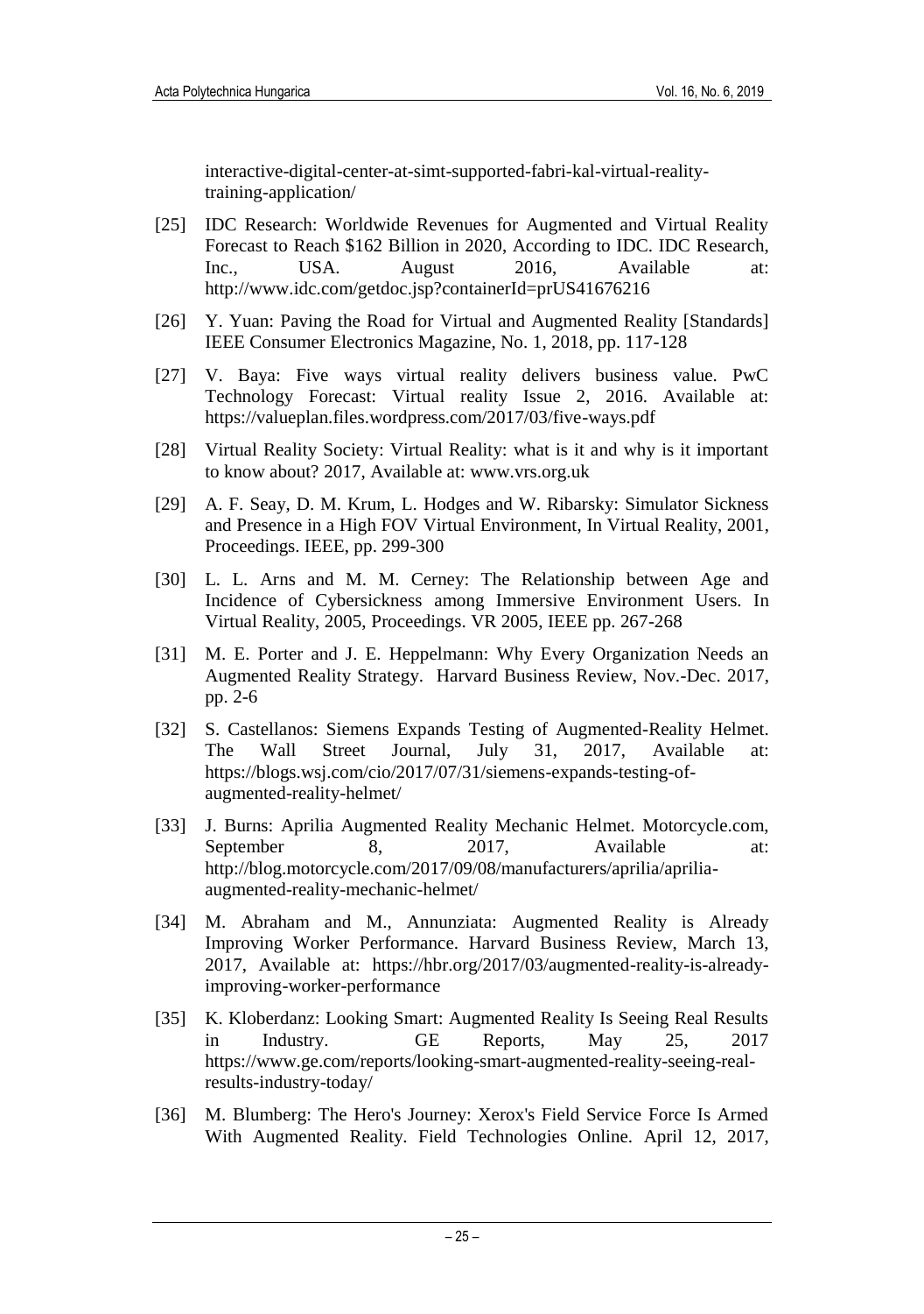interactive-digital-center-at-simt-supported-fabri-kal-virtual-reality-training-application/

[25] IDC Research: Worldwide Revenues for Augmented and Virtual Reality Forecast to Reach $162 Billion in 2020, According to IDC. IDC Research, Inc., USA. August 2016, Available at: http://www.idc.com/getdoc.jsp?containerId=prUS41676216

[26] Y. Yuan: Paving the Road for Virtual and Augmented Reality [Standards] IEEE Consumer Electronics Magazine, No. 1, 2018, pp. 117-128

[27] V. Baya: Five ways virtual reality delivers business value. PwC Technology Forecast: Virtual reality Issue 2, 2016. Available at: https://valueplan.files.wordpress.com/2017/03/five-ways.pdf

[28] Virtual Reality Society: Virtual Reality: what is it and why is it important to know about? 2017, Available at: www.vrs.org.uk

[29] A. F. Seay, D. M. Krum, L. Hodges and W. Ribarsky: Simulator Sickness and Presence in a High FOV Virtual Environment, In Virtual Reality, 2001, Proceedings. IEEE, pp. 299-300

[30] L. L. Arns and M. M. Cerney: The Relationship between Age and Incidence of Cybersickness among Immersive Environment Users. In Virtual Reality, 2005, Proceedings. VR 2005, IEEE pp. 267-268

[31] M. E. Porter and J. E. Heppelmann: Why Every Organization Needs an Augmented Reality Strategy. Harvard Business Review, Nov.-Dec. 2017, pp. 2-6

[32] S. Castellanos: Siemens Expands Testing of Augmented-Reality Helmet. The Wall Street Journal, July 31, 2017, Available at: https://blogs.wsj.com/cio/2017/07/31/siemens-expands-testing-of-augmented-reality-helmet/

[33] J. Burns: Aprilia Augmented Reality Mechanic Helmet. Motorcycle.com, September 8, 2017, Available at: http://blog.motorcycle.com/2017/09/08/manufacturers/aprilia/aprilia-augmented-reality-mechanic-helmet/

[34] M. Abraham and M., Annunziata: Augmented Reality is Already Improving Worker Performance. Harvard Business Review, March 13, 2017, Available at: https://hbr.org/2017/03/augmented-reality-is-already-improving-worker-performance

[35] K. Kloberdanz: Looking Smart: Augmented Reality Is Seeing Real Results in Industry. GE Reports, May 25, 2017 https://www.ge.com/reports/looking-smart-augmented-reality-seeing-real-results-industry-today/

[36] M. Blumberg: The Hero's Journey: Xerox's Field Service Force Is Armed With Augmented Reality. Field Technologies Online. April 12, 2017,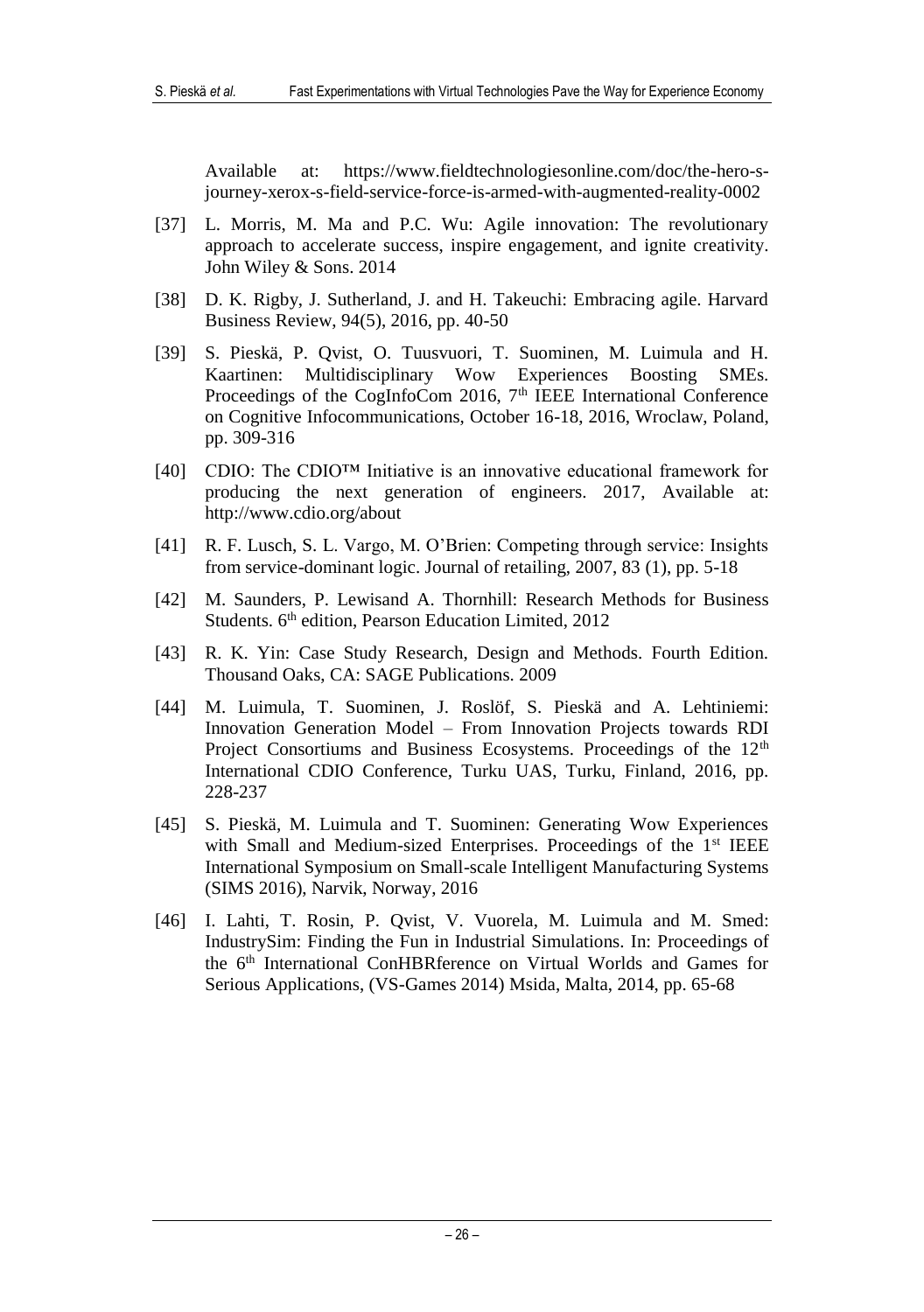Available at: https://www.fieldtechnologiesonline.com/doc/the-hero-s-journey-xerox-s-field-service-force-is-armed-with-augmented-reality-0002

[37] L. Morris, M. Ma and P.C. Wu: Agile innovation: The revolutionary approach to accelerate success, inspire engagement, and ignite creativity. John Wiley & Sons. 2014

[38] D. K. Rigby, J. Sutherland, J. and H. Takeuchi: Embracing agile. Harvard Business Review, 94(5), 2016, pp. 40-50

[39] S. Pieskä, P. Qvist, O. Tuusvuori, T. Suominen, M. Luimula and H. Kaartinen: Multidisciplinary Wow Experiences Boosting SMEs. Proceedings of the CogInfoCom 2016, 7th IEEE International Conference on Cognitive Infocommunications, October 16-18, 2016, Wroclaw, Poland, pp. 309-316

[40] CDIO: The CDIO™ Initiative is an innovative educational framework for producing the next generation of engineers. 2017, Available at: http://www.cdio.org/about

[41] R. F. Lusch, S. L. Vargo, M. O'Brien: Competing through service: Insights from service-dominant logic. Journal of retailing, 2007, 83 (1), pp. 5-18

[42] M. Saunders, P. Lewisand A. Thornhill: Research Methods for Business Students. 6th edition, Pearson Education Limited, 2012

[43] R. K. Yin: Case Study Research, Design and Methods. Fourth Edition. Thousand Oaks, CA: SAGE Publications. 2009

[44] M. Luimula, T. Suominen, J. Roslöf, S. Pieskä and A. Lehtiniemi: Innovation Generation Model – From Innovation Projects towards RDI Project Consortiums and Business Ecosystems. Proceedings of the 12th International CDIO Conference, Turku UAS, Turku, Finland, 2016, pp. 228-237

[45] S. Pieskä, M. Luimula and T. Suominen: Generating Wow Experiences with Small and Medium-sized Enterprises. Proceedings of the 1st IEEE International Symposium on Small-scale Intelligent Manufacturing Systems (SIMS 2016), Narvik, Norway, 2016

[46] I. Lahti, T. Rosin, P. Qvist, V. Vuorela, M. Luimula and M. Smed: IndustrySim: Finding the Fun in Industrial Simulations. In: Proceedings of the 6th International ConHBRference on Virtual Worlds and Games for Serious Applications, (VS-Games 2014) Msida, Malta, 2014, pp. 65-68